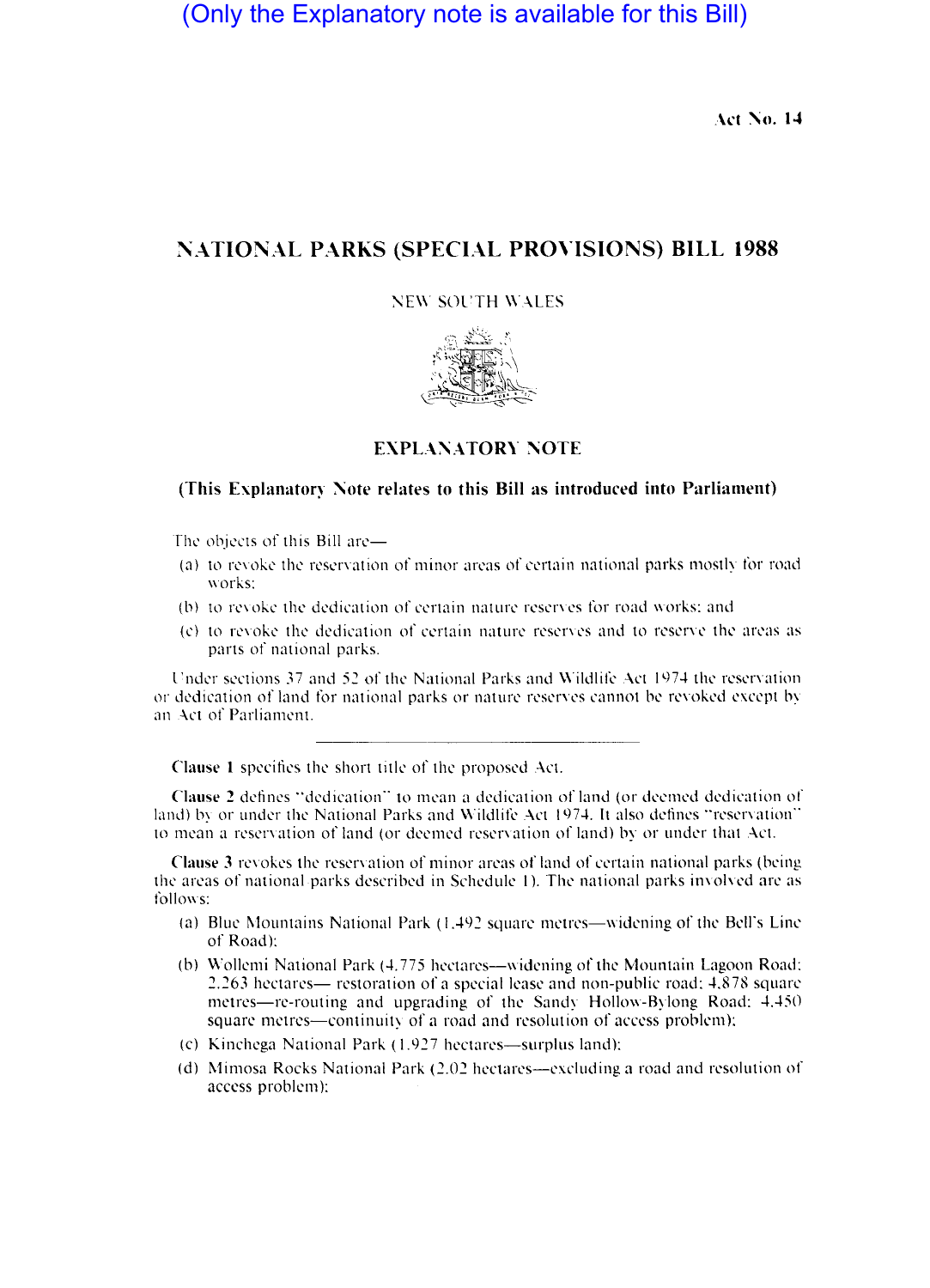(Only the Explanatory note is available for this Bill)

Act No. 14

# NATIONAL PARKS (SPECIAL PROVISIONS) BILL 1988

NEW SOUTH WALES

## EXPLANATORY NOTE

### (This Explanatory Note relates to this Bill as introduced into Parliament)

The objects of this Bill are—

(a) to revoke the reservation of minor areas of certain national parks mostly for road works;

(b) to revoke the dedication of certain nature reserves for road works; and

(c) to revoke the dedication of certain nature reserves and to reserve the areas as parts of national parks.

Under sections 37 and 52 of the National Parks and Wildlife Act 1974 the reservation or dedication of land for national parks or nature reserves cannot be revoked except by an Act of Parliament.

---

**Clause 1** specifies the short title of the proposed Act.

**Clause 2** defines "dedication" to mean a dedication of land (or deemed dedication of land) by or under the National Parks and Wildlife Act 1974. It also defines "reservation" to mean a reservation of land (or deemed reservation of land) by or under that Act.

**Clause 3** revokes the reservation of minor areas of land of certain national parks (being the areas of national parks described in Schedule 1). The national parks involved are as follows:

(a) Blue Mountains National Park (1,492 square metres—widening of the Bell's Line of Road);

(b) Wollemi National Park (4.775 hectares—widening of the Mountain Lagoon Road; 2.263 hectares— restoration of a special lease and non-public road; 4,878 square metres—re-routing and upgrading of the Sandy Hollow-Bylong Road; 4,450 square metres—continuity of a road and resolution of access problem);

(c) Kinchega National Park (1.927 hectares—surplus land);

(d) Mimosa Rocks National Park (2.02 hectares—excluding a road and resolution of access problem);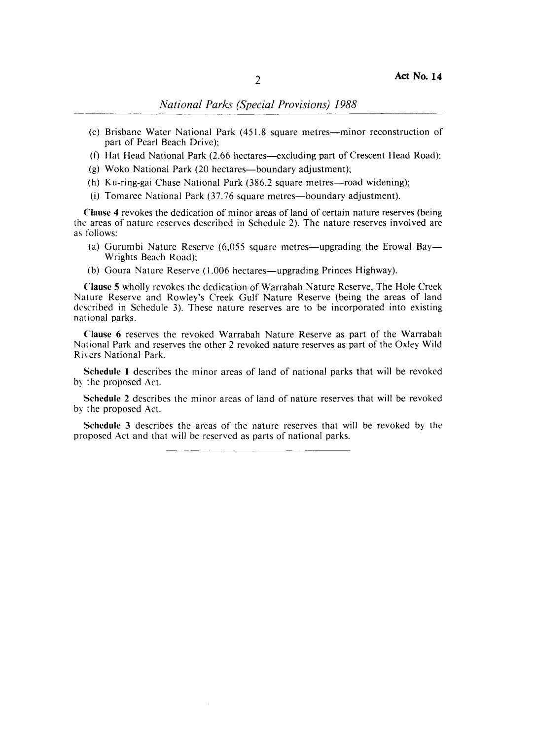(e) Brisbane Water National Park (451.8 square metres—minor reconstruction of part of Pearl Beach Drive);

(f) Hat Head National Park (2.66 hectares—excluding part of Crescent Head Road);

(g) Woko National Park (20 hectares—boundary adjustment);

(h) Ku-ring-gai Chase National Park (386.2 square metres—road widening);

(i) Tomaree National Park (37.76 square metres—boundary adjustment).

**Clause 4** revokes the dedication of minor areas of land of certain nature reserves (being the areas of nature reserves described in Schedule 2). The nature reserves involved are as follows:

(a) Gurumbi Nature Reserve (6,055 square metres—upgrading the Erowal Bay—Wrights Beach Road);

(b) Goura Nature Reserve (1.006 hectares—upgrading Princes Highway).

**Clause 5** wholly revokes the dedication of Warrabah Nature Reserve, The Hole Creek Nature Reserve and Rowley's Creek Gulf Nature Reserve (being the areas of land described in Schedule 3). These nature reserves are to be incorporated into existing national parks.

**Clause 6** reserves the revoked Warrabah Nature Reserve as part of the Warrabah National Park and reserves the other 2 revoked nature reserves as part of the Oxley Wild Rivers National Park.

**Schedule 1** describes the minor areas of land of national parks that will be revoked by the proposed Act.

**Schedule 2** describes the minor areas of land of nature reserves that will be revoked by the proposed Act.

**Schedule 3** describes the areas of the nature reserves that will be revoked by the proposed Act and that will be reserved as parts of national parks.